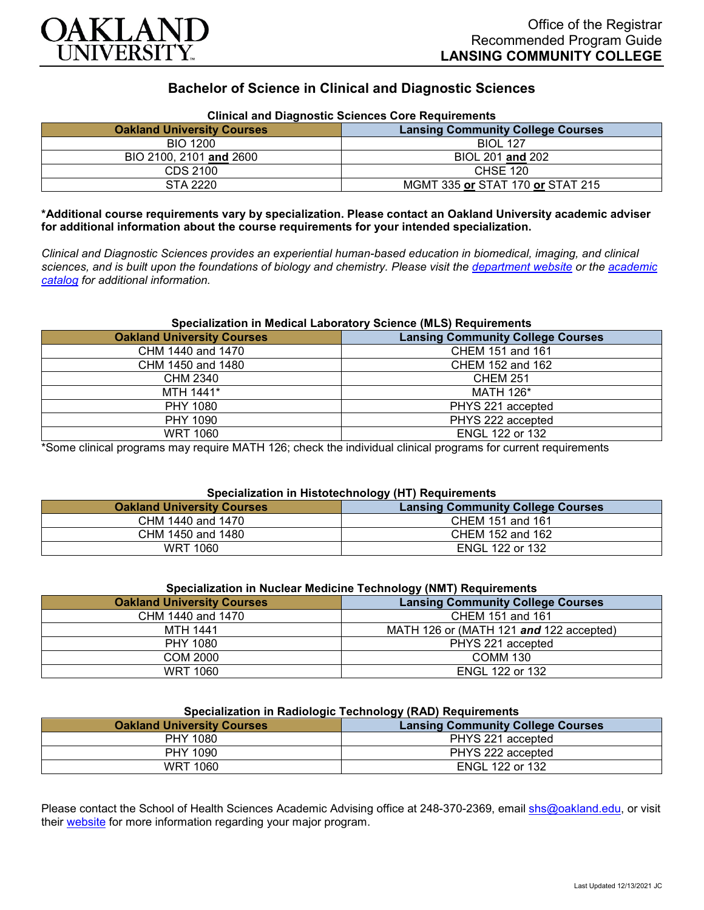OAKLAND UNIVERSITY

Office of the Registrar
Recommended Program Guide
**LANSING COMMUNITY COLLEGE**

# Bachelor of Science in Clinical and Diagnostic Sciences

### Clinical and Diagnostic Sciences Core Requirements

| Oakland University Courses | Lansing Community College Courses |
|---|---|
| BIO 1200 | BIOL 127 |
| BIO 2100, 2101 **and** 2600 | BIOL 201 **and** 202 |
| CDS 2100 | CHSE 120 |
| STA 2220 | MGMT 335 **or** STAT 170 **or** STAT 215 |

**\*Additional course requirements vary by specialization. Please contact an Oakland University academic adviser for additional information about the course requirements for your intended specialization.**

*Clinical and Diagnostic Sciences provides an experiential human-based education in biomedical, imaging, and clinical sciences, and is built upon the foundations of biology and chemistry. Please visit the [department website]() or the [academic catalog]() for additional information.*

### Specialization in Medical Laboratory Science (MLS) Requirements

| Oakland University Courses | Lansing Community College Courses |
|---|---|
| CHM 1440 and 1470 | CHEM 151 and 161 |
| CHM 1450 and 1480 | CHEM 152 and 162 |
| CHM 2340 | CHEM 251 |
| MTH 1441* | MATH 126* |
| PHY 1080 | PHYS 221 accepted |
| PHY 1090 | PHYS 222 accepted |
| WRT 1060 | ENGL 122 or 132 |

*Some clinical programs may require MATH 126; check the individual clinical programs for current requirements

### Specialization in Histotechnology (HT) Requirements

| Oakland University Courses | Lansing Community College Courses |
|---|---|
| CHM 1440 and 1470 | CHEM 151 and 161 |
| CHM 1450 and 1480 | CHEM 152 and 162 |
| WRT 1060 | ENGL 122 or 132 |

### Specialization in Nuclear Medicine Technology (NMT) Requirements

| Oakland University Courses | Lansing Community College Courses |
|---|---|
| CHM 1440 and 1470 | CHEM 151 and 161 |
| MTH 1441 | MATH 126 or (MATH 121 ***and*** 122 accepted) |
| PHY 1080 | PHYS 221 accepted |
| COM 2000 | COMM 130 |
| WRT 1060 | ENGL 122 or 132 |

### Specialization in Radiologic Technology (RAD) Requirements

| Oakland University Courses | Lansing Community College Courses |
|---|---|
| PHY 1080 | PHYS 221 accepted |
| PHY 1090 | PHYS 222 accepted |
| WRT 1060 | ENGL 122 or 132 |

Please contact the School of Health Sciences Academic Advising office at 248-370-2369, email [shs@oakland.edu](mailto:shs@oakland.edu), or visit their [website]() for more information regarding your major program.

Last Updated 12/13/2021 JC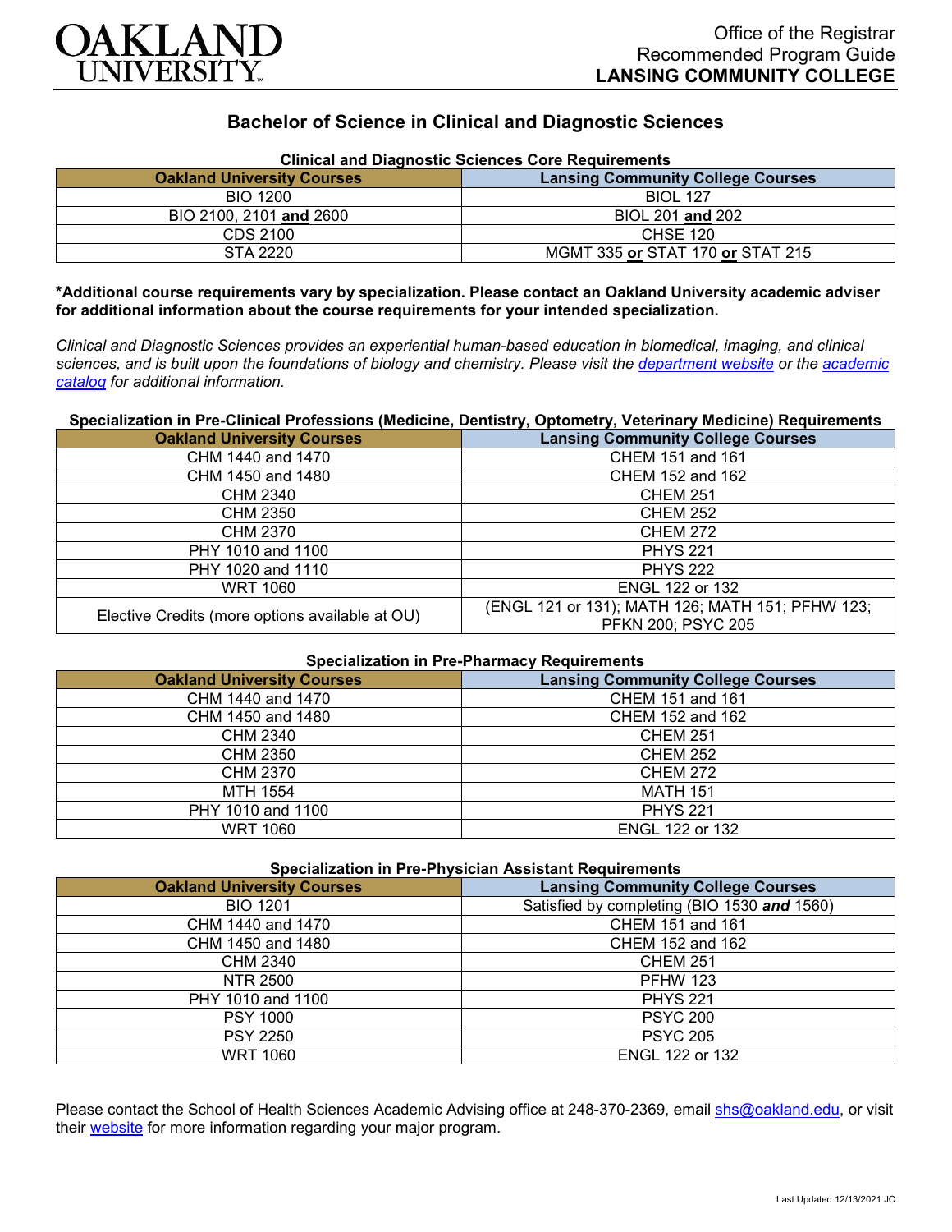Office of the Registrar
Recommended Program Guide
**LANSING COMMUNITY COLLEGE**

# Bachelor of Science in Clinical and Diagnostic Sciences

**Clinical and Diagnostic Sciences Core Requirements**

| Oakland University Courses | Lansing Community College Courses |
|---|---|
| BIO 1200 | BIOL 127 |
| BIO 2100, 2101 **and** 2600 | BIOL 201 **and** 202 |
| CDS 2100 | CHSE 120 |
| STA 2220 | MGMT 335 **or** STAT 170 **or** STAT 215 |

**\*Additional course requirements vary by specialization. Please contact an Oakland University academic adviser for additional information about the course requirements for your intended specialization.**

*Clinical and Diagnostic Sciences provides an experiential human-based education in biomedical, imaging, and clinical sciences, and is built upon the foundations of biology and chemistry. Please visit the [department website]() or the [academic catalog]() for additional information.*

**Specialization in Pre-Clinical Professions (Medicine, Dentistry, Optometry, Veterinary Medicine) Requirements**

| Oakland University Courses | Lansing Community College Courses |
|---|---|
| CHM 1440 and 1470 | CHEM 151 and 161 |
| CHM 1450 and 1480 | CHEM 152 and 162 |
| CHM 2340 | CHEM 251 |
| CHM 2350 | CHEM 252 |
| CHM 2370 | CHEM 272 |
| PHY 1010 and 1100 | PHYS 221 |
| PHY 1020 and 1110 | PHYS 222 |
| WRT 1060 | ENGL 122 or 132 |
| Elective Credits (more options available at OU) | (ENGL 121 or 131); MATH 126; MATH 151; PFHW 123; PFKN 200; PSYC 205 |

**Specialization in Pre-Pharmacy Requirements**

| Oakland University Courses | Lansing Community College Courses |
|---|---|
| CHM 1440 and 1470 | CHEM 151 and 161 |
| CHM 1450 and 1480 | CHEM 152 and 162 |
| CHM 2340 | CHEM 251 |
| CHM 2350 | CHEM 252 |
| CHM 2370 | CHEM 272 |
| MTH 1554 | MATH 151 |
| PHY 1010 and 1100 | PHYS 221 |
| WRT 1060 | ENGL 122 or 132 |

**Specialization in Pre-Physician Assistant Requirements**

| Oakland University Courses | Lansing Community College Courses |
|---|---|
| BIO 1201 | Satisfied by completing (BIO 1530 ***and*** 1560) |
| CHM 1440 and 1470 | CHEM 151 and 161 |
| CHM 1450 and 1480 | CHEM 152 and 162 |
| CHM 2340 | CHEM 251 |
| NTR 2500 | PFHW 123 |
| PHY 1010 and 1100 | PHYS 221 |
| PSY 1000 | PSYC 200 |
| PSY 2250 | PSYC 205 |
| WRT 1060 | ENGL 122 or 132 |

Please contact the School of Health Sciences Academic Advising office at 248-370-2369, email [shs@oakland.edu](mailto:shs@oakland.edu), or visit their [website]() for more information regarding your major program.

Last Updated 12/13/2021 JC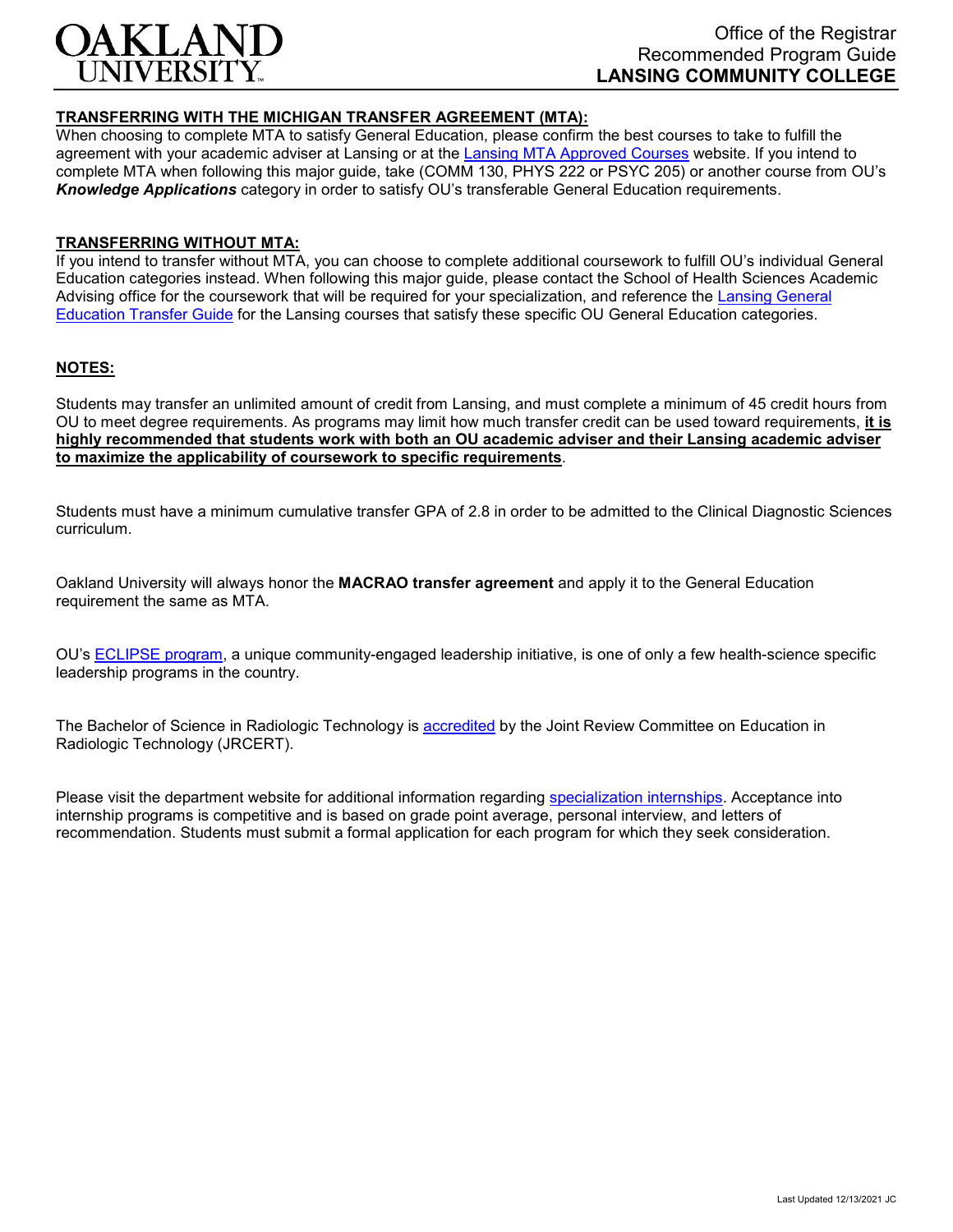**TRANSFERRING WITH THE MICHIGAN TRANSFER AGREEMENT (MTA):**

When choosing to complete MTA to satisfy General Education, please confirm the best courses to take to fulfill the agreement with your academic adviser at Lansing or at the Lansing MTA Approved Courses website. If you intend to complete MTA when following this major guide, take (COMM 130, PHYS 222 or PSYC 205) or another course from OU's ***Knowledge Applications*** category in order to satisfy OU's transferable General Education requirements.

**TRANSFERRING WITHOUT MTA:**

If you intend to transfer without MTA, you can choose to complete additional coursework to fulfill OU's individual General Education categories instead. When following this major guide, please contact the School of Health Sciences Academic Advising office for the coursework that will be required for your specialization, and reference the Lansing General Education Transfer Guide for the Lansing courses that satisfy these specific OU General Education categories.

**NOTES:**

Students may transfer an unlimited amount of credit from Lansing, and must complete a minimum of 45 credit hours from OU to meet degree requirements. As programs may limit how much transfer credit can be used toward requirements, **it is highly recommended that students work with both an OU academic adviser and their Lansing academic adviser to maximize the applicability of coursework to specific requirements**.

Students must have a minimum cumulative transfer GPA of 2.8 in order to be admitted to the Clinical Diagnostic Sciences curriculum.

Oakland University will always honor the **MACRAO transfer agreement** and apply it to the General Education requirement the same as MTA.

OU's ECLIPSE program, a unique community-engaged leadership initiative, is one of only a few health-science specific leadership programs in the country.

The Bachelor of Science in Radiologic Technology is accredited by the Joint Review Committee on Education in Radiologic Technology (JRCERT).

Please visit the department website for additional information regarding specialization internships. Acceptance into internship programs is competitive and is based on grade point average, personal interview, and letters of recommendation. Students must submit a formal application for each program for which they seek consideration.

Last Updated 12/13/2021 JC